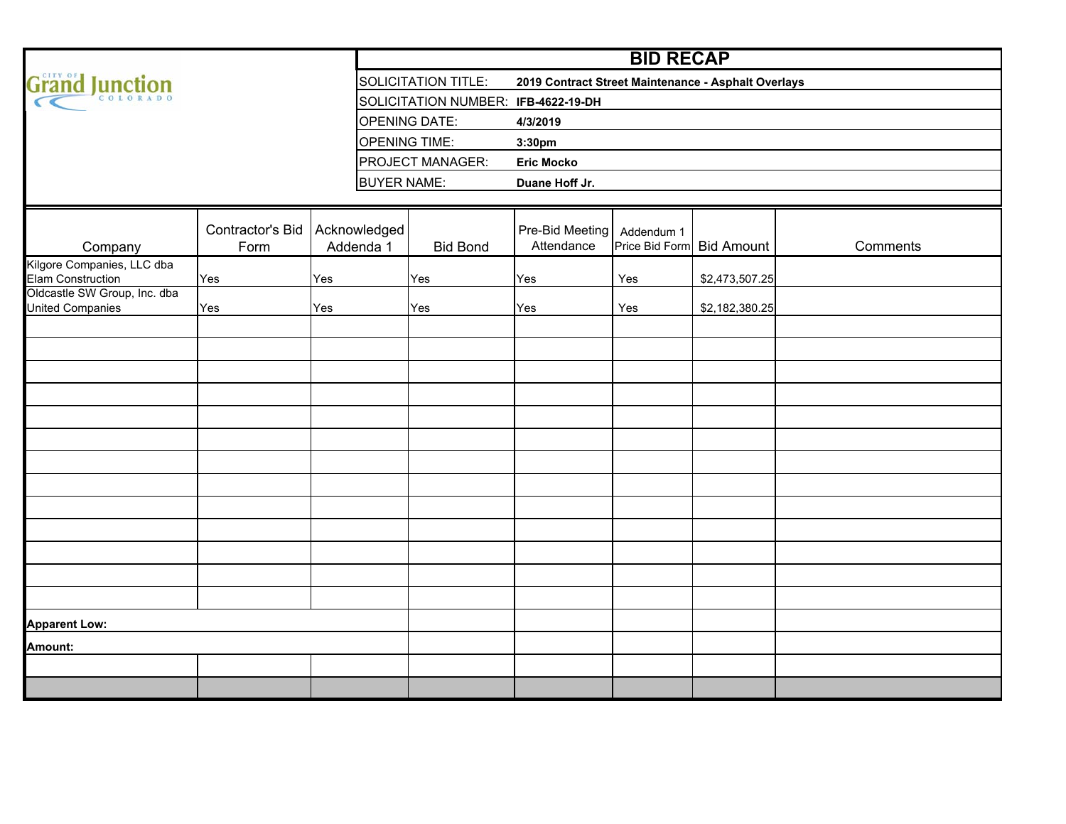City of Grand Junction Colorado

# BID RECAP

| | |
|---|---|
| SOLICITATION TITLE: | **2019 Contract Street Maintenance - Asphalt Overlays** |
| SOLICITATION NUMBER: | **IFB-4622-19-DH** |
| OPENING DATE: | **4/3/2019** |
| OPENING TIME: | **3:30pm** |
| PROJECT MANAGER: | **Eric Mocko** |
| BUYER NAME: | **Duane Hoff Jr.** |

| Company | Contractor's Bid Form | Acknowledged Addenda 1 | Bid Bond | Pre-Bid Meeting Attendance | Addendum 1 Price Bid Form | Bid Amount | Comments |
|---|---|---|---|---|---|---|---|
| Kilgore Companies, LLC dba Elam Construction | Yes | Yes | Yes | Yes | Yes | $2,473,507.25 | |
| Oldcastle SW Group, Inc. dba United Companies | Yes | Yes | Yes | Yes | Yes | $2,182,380.25 | |
| **Apparent Low:** | | | | | | | |
| **Amount:** | | | | | | | |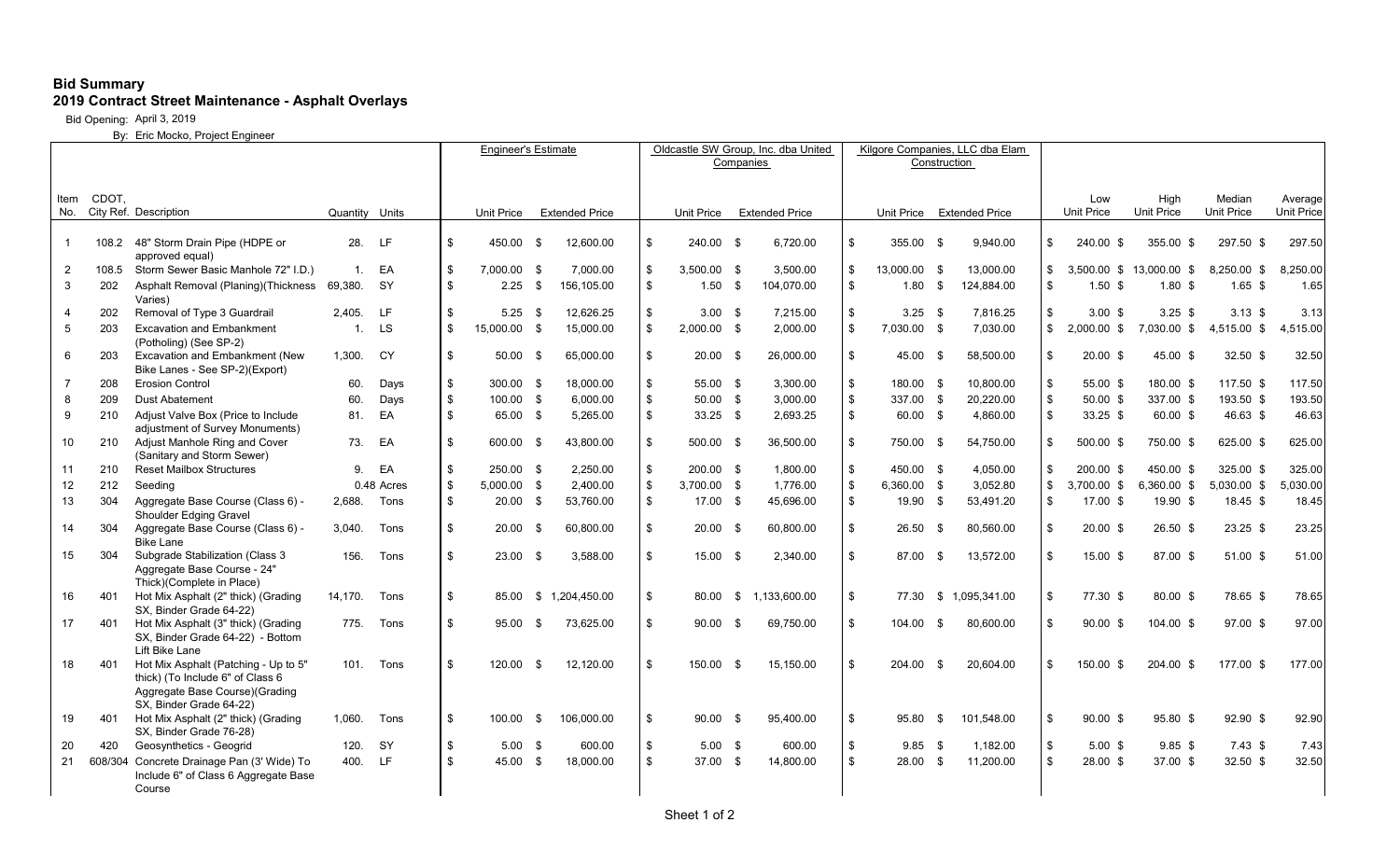**Bid Summary**
**2019 Contract Street Maintenance - Asphalt Overlays**

Bid Opening: April 3, 2019

By: Eric Mocko, Project Engineer

| Item No. | CDOT, City Ref. | Description | Quantity | Units | Engineer's Estimate Unit Price | Engineer's Estimate Extended Price | Oldcastle SW Group, Inc. dba United Companies Unit Price | Oldcastle SW Group, Inc. dba United Companies Extended Price | Kilgore Companies, LLC dba Elam Construction Unit Price | Kilgore Companies, LLC dba Elam Construction Extended Price | Low Unit Price | High Unit Price | Median Unit Price | Average Unit Price |
|---|---|---|---|---|---|---|---|---|---|---|---|---|---|---|
| 1 | 108.2 | 48" Storm Drain Pipe (HDPE or approved equal) | 28. | LF | $ 450.00 | $ 12,600.00 | $ 240.00 | $ 6,720.00 | $ 355.00 | $ 9,940.00 | $ 240.00 | $ 355.00 | $ 297.50 | $ 297.50 |
| 2 | 108.5 | Storm Sewer Basic Manhole 72" I.D.) | 1. | EA | $ 7,000.00 | $ 7,000.00 | $ 3,500.00 | $ 3,500.00 | $ 13,000.00 | $ 13,000.00 | $ 3,500.00 | $ 13,000.00 | $ 8,250.00 | $ 8,250.00 |
| 3 | 202 | Asphalt Removal (Planing)(Thickness Varies) | 69,380. | SY | $ 2.25 | $ 156,105.00 | $ 1.50 | $ 104,070.00 | $ 1.80 | $ 124,884.00 | $ 1.50 | $ 1.80 | $ 1.65 | $ 1.65 |
| 4 | 202 | Removal of Type 3 Guardrail | 2,405. | LF | $ 5.25 | $ 12,626.25 | $ 3.00 | $ 7,215.00 | $ 3.25 | $ 7,816.25 | $ 3.00 | $ 3.25 | $ 3.13 | $ 3.13 |
| 5 | 203 | Excavation and Embankment (Potholing) (See SP-2) | 1. | LS | $ 15,000.00 | $ 15,000.00 | $ 2,000.00 | $ 2,000.00 | $ 7,030.00 | $ 7,030.00 | $ 2,000.00 | $ 7,030.00 | $ 4,515.00 | $ 4,515.00 |
| 6 | 203 | Excavation and Embankment (New Bike Lanes - See SP-2)(Export) | 1,300. | CY | $ 50.00 | $ 65,000.00 | $ 20.00 | $ 26,000.00 | $ 45.00 | $ 58,500.00 | $ 20.00 | $ 45.00 | $ 32.50 | $ 32.50 |
| 7 | 208 | Erosion Control | 60. | Days | $ 300.00 | $ 18,000.00 | $ 55.00 | $ 3,300.00 | $ 180.00 | $ 10,800.00 | $ 55.00 | $ 180.00 | $ 117.50 | $ 117.50 |
| 8 | 209 | Dust Abatement | 60. | Days | $ 100.00 | $ 6,000.00 | $ 50.00 | $ 3,000.00 | $ 337.00 | $ 20,220.00 | $ 50.00 | $ 337.00 | $ 193.50 | $ 193.50 |
| 9 | 210 | Adjust Valve Box (Price to Include adjustment of Survey Monuments) | 81. | EA | $ 65.00 | $ 5,265.00 | $ 33.25 | $ 2,693.25 | $ 60.00 | $ 4,860.00 | $ 33.25 | $ 60.00 | $ 46.63 | $ 46.63 |
| 10 | 210 | Adjust Manhole Ring and Cover (Sanitary and Storm Sewer) | 73. | EA | $ 600.00 | $ 43,800.00 | $ 500.00 | $ 36,500.00 | $ 750.00 | $ 54,750.00 | $ 500.00 | $ 750.00 | $ 625.00 | $ 625.00 |
| 11 | 210 | Reset Mailbox Structures | 9. | EA | $ 250.00 | $ 2,250.00 | $ 200.00 | $ 1,800.00 | $ 450.00 | $ 4,050.00 | $ 200.00 | $ 450.00 | $ 325.00 | $ 325.00 |
| 12 | 212 | Seeding | 0.48 | Acres | $ 5,000.00 | $ 2,400.00 | $ 3,700.00 | $ 1,776.00 | $ 6,360.00 | $ 3,052.80 | $ 3,700.00 | $ 6,360.00 | $ 5,030.00 | $ 5,030.00 |
| 13 | 304 | Aggregate Base Course (Class 6) - Shoulder Edging Gravel | 2,688. | Tons | $ 20.00 | $ 53,760.00 | $ 17.00 | $ 45,696.00 | $ 19.90 | $ 53,491.20 | $ 17.00 | $ 19.90 | $ 18.45 | $ 18.45 |
| 14 | 304 | Aggregate Base Course (Class 6) - Bike Lane | 3,040. | Tons | $ 20.00 | $ 60,800.00 | $ 20.00 | $ 60,800.00 | $ 26.50 | $ 80,560.00 | $ 20.00 | $ 26.50 | $ 23.25 | $ 23.25 |
| 15 | 304 | Subgrade Stabilization (Class 3 Aggregate Base Course - 24" Thick)(Complete in Place) | 156. | Tons | $ 23.00 | $ 3,588.00 | $ 15.00 | $ 2,340.00 | $ 87.00 | $ 13,572.00 | $ 15.00 | $ 87.00 | $ 51.00 | $ 51.00 |
| 16 | 401 | Hot Mix Asphalt (2" thick) (Grading SX, Binder Grade 64-22) | 14,170. | Tons | $ 85.00 | $ 1,204,450.00 | $ 80.00 | $ 1,133,600.00 | $ 77.30 | $ 1,095,341.00 | $ 77.30 | $ 80.00 | $ 78.65 | $ 78.65 |
| 17 | 401 | Hot Mix Asphalt (3" thick) (Grading SX, Binder Grade 64-22) - Bottom Lift Bike Lane | 775. | Tons | $ 95.00 | $ 73,625.00 | $ 90.00 | $ 69,750.00 | $ 104.00 | $ 80,600.00 | $ 90.00 | $ 104.00 | $ 97.00 | $ 97.00 |
| 18 | 401 | Hot Mix Asphalt (Patching - Up to 5" thick) (To Include 6" of Class 6 Aggregate Base Course)(Grading SX, Binder Grade 64-22) | 101. | Tons | $ 120.00 | $ 12,120.00 | $ 150.00 | $ 15,150.00 | $ 204.00 | $ 20,604.00 | $ 150.00 | $ 204.00 | $ 177.00 | $ 177.00 |
| 19 | 401 | Hot Mix Asphalt (2" thick) (Grading SX, Binder Grade 76-28) | 1,060. | Tons | $ 100.00 | $ 106,000.00 | $ 90.00 | $ 95,400.00 | $ 95.80 | $ 101,548.00 | $ 90.00 | $ 95.80 | $ 92.90 | $ 92.90 |
| 20 | 420 | Geosynthetics - Geogrid | 120. | SY | $ 5.00 | $ 600.00 | $ 5.00 | $ 600.00 | $ 9.85 | $ 1,182.00 | $ 5.00 | $ 9.85 | $ 7.43 | $ 7.43 |
| 21 | 608/304 | Concrete Drainage Pan (3' Wide) To Include 6" of Class 6 Aggregate Base Course | 400. | LF | $ 45.00 | $ 18,000.00 | $ 37.00 | $ 14,800.00 | $ 28.00 | $ 11,200.00 | $ 28.00 | $ 37.00 | $ 32.50 | $ 32.50 |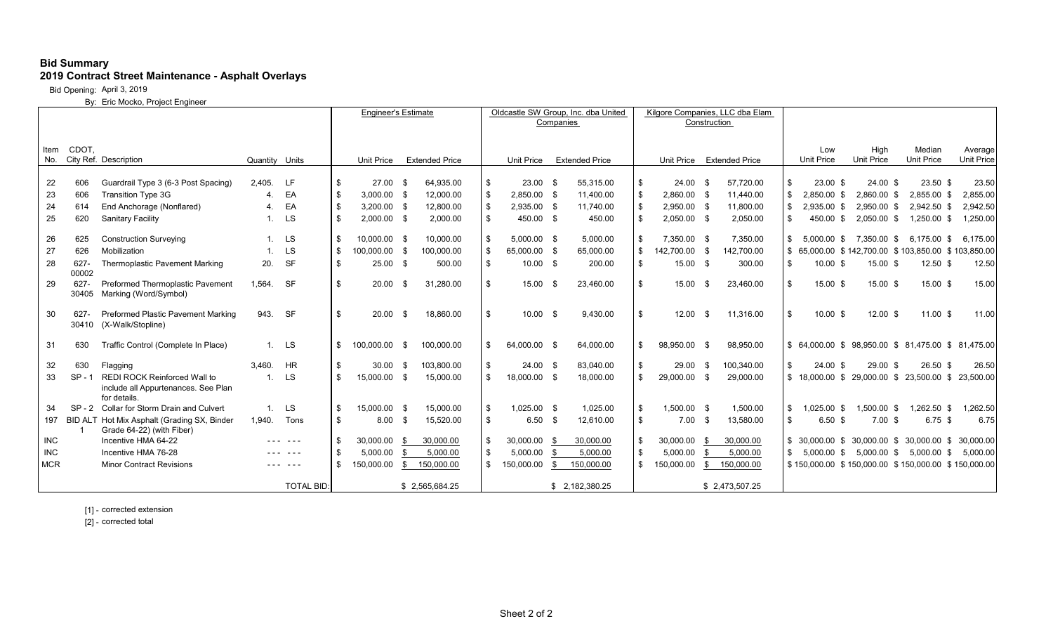**Bid Summary**

**2019 Contract Street Maintenance - Asphalt Overlays**

Bid Opening: April 3, 2019

By: Eric Mocko, Project Engineer

| | | | | | Engineer's Estimate | | Oldcastle SW Group, Inc. dba United Companies | | Kilgore Companies, LLC dba Elam Construction | | | | | |
|---|---|---|---|---|---|---|---|---|---|---|---|---|---|---|
| Item No. | CDOT, City Ref. | Description | Quantity | Units | Unit Price | Extended Price | Unit Price | Extended Price | Unit Price | Extended Price | Low Unit Price | High Unit Price | Median Unit Price | Average Unit Price |
| 22 | 606 | Guardrail Type 3 (6-3 Post Spacing) | 2,405. | LF | $ 27.00 | $ 64,935.00 | $ 23.00 | $ 55,315.00 | $ 24.00 | $ 57,720.00 | $ 23.00 | $ 24.00 | $ 23.50 | $ 23.50 |
| 23 | 606 | Transition Type 3G | 4. | EA | $ 3,000.00 | $ 12,000.00 | $ 2,850.00 | $ 11,400.00 | $ 2,860.00 | $ 11,440.00 | $ 2,850.00 | $ 2,860.00 | $ 2,855.00 | $ 2,855.00 |
| 24 | 614 | End Anchorage (Nonflared) | 4. | EA | $ 3,200.00 | $ 12,800.00 | $ 2,935.00 | $ 11,740.00 | $ 2,950.00 | $ 11,800.00 | $ 2,935.00 | $ 2,950.00 | $ 2,942.50 | $ 2,942.50 |
| 25 | 620 | Sanitary Facility | 1. | LS | $ 2,000.00 | $ 2,000.00 | $ 450.00 | $ 450.00 | $ 2,050.00 | $ 2,050.00 | $ 450.00 | $ 2,050.00 | $ 1,250.00 | $ 1,250.00 |
| 26 | 625 | Construction Surveying | 1. | LS | $ 10,000.00 | $ 10,000.00 | $ 5,000.00 | $ 5,000.00 | $ 7,350.00 | $ 7,350.00 | $ 5,000.00 | $ 7,350.00 | $ 6,175.00 | $ 6,175.00 |
| 27 | 626 | Mobilization | 1. | LS | $ 100,000.00 | $ 100,000.00 | $ 65,000.00 | $ 65,000.00 | $ 142,700.00 | $ 142,700.00 | $ 65,000.00 | $ 142,700.00 | $ 103,850.00 | $ 103,850.00 |
| 28 | 627-00002 | Thermoplastic Pavement Marking | 20. | SF | $ 25.00 | $ 500.00 | $ 10.00 | $ 200.00 | $ 15.00 | $ 300.00 | $ 10.00 | $ 15.00 | $ 12.50 | $ 12.50 |
| 29 | 627-30405 | Preformed Thermoplastic Pavement Marking (Word/Symbol) | 1,564. | SF | $ 20.00 | $ 31,280.00 | $ 15.00 | $ 23,460.00 | $ 15.00 | $ 23,460.00 | $ 15.00 | $ 15.00 | $ 15.00 | $ 15.00 |
| 30 | 627-30410 | Preformed Plastic Pavement Marking (X-Walk/Stopline) | 943. | SF | $ 20.00 | $ 18,860.00 | $ 10.00 | $ 9,430.00 | $ 12.00 | $ 11,316.00 | $ 10.00 | $ 12.00 | $ 11.00 | $ 11.00 |
| 31 | 630 | Traffic Control (Complete In Place) | 1. | LS | $ 100,000.00 | $ 100,000.00 | $ 64,000.00 | $ 64,000.00 | $ 98,950.00 | $ 98,950.00 | $ 64,000.00 | $ 98,950.00 | $ 81,475.00 | $ 81,475.00 |
| 32 | 630 | Flagging | 3,460. | HR | $ 30.00 | $ 103,800.00 | $ 24.00 | $ 83,040.00 | $ 29.00 | $ 100,340.00 | $ 24.00 | $ 29.00 | $ 26.50 | $ 26.50 |
| 33 | SP - 1 | REDI ROCK Reinforced Wall to include all Appurtenances. See Plan for details. | 1. | LS | $ 15,000.00 | $ 15,000.00 | $ 18,000.00 | $ 18,000.00 | $ 29,000.00 | $ 29,000.00 | $ 18,000.00 | $ 29,000.00 | $ 23,500.00 | $ 23,500.00 |
| 34 | SP - 2 | Collar for Storm Drain and Culvert | 1. | LS | $ 15,000.00 | $ 15,000.00 | $ 1,025.00 | $ 1,025.00 | $ 1,500.00 | $ 1,500.00 | $ 1,025.00 | $ 1,500.00 | $ 1,262.50 | $ 1,262.50 |
| 197 | BID ALT 1 | Hot Mix Asphalt (Grading SX, Binder Grade 64-22) (with Fiber) | 1,940. | Tons | $ 8.00 | $ 15,520.00 | $ 6.50 | $ 12,610.00 | $ 7.00 | $ 13,580.00 | $ 6.50 | $ 7.00 | $ 6.75 | $ 6.75 |
| INC | | Incentive HMA 64-22 | --- | --- | $ 30,000.00 | $ 30,000.00 | $ 30,000.00 | $ 30,000.00 | $ 30,000.00 | $ 30,000.00 | $ 30,000.00 | $ 30,000.00 | $ 30,000.00 | $ 30,000.00 |
| INC | | Incentive HMA 76-28 | --- | --- | $ 5,000.00 | $ 5,000.00 | $ 5,000.00 | $ 5,000.00 | $ 5,000.00 | $ 5,000.00 | $ 5,000.00 | $ 5,000.00 | $ 5,000.00 | $ 5,000.00 |
| MCR | | Minor Contract Revisions | --- | --- | $ 150,000.00 | $ 150,000.00 | $ 150,000.00 | $ 150,000.00 | $ 150,000.00 | $ 150,000.00 | $ 150,000.00 | $ 150,000.00 | $ 150,000.00 | $ 150,000.00 |
| | | | | TOTAL BID: | | $ 2,565,684.25 | | $ 2,182,380.25 | | $ 2,473,507.25 | | | | |

[1] - corrected extension

[2] - corrected total